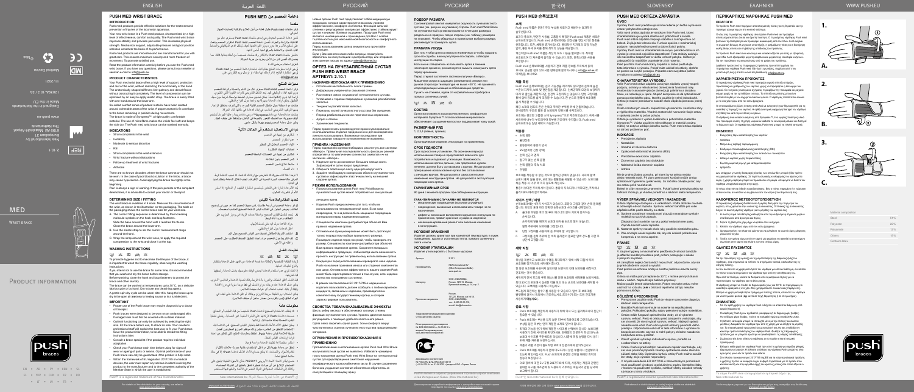# PUSH MED WRIST BRACE

## INTRODUCTION

Push med products provide effective solutions for the treatment and prevention of injuries of the locomotor apparatus.

Your new wrist brace is a Push med product, characterised by a high level of effectiveness, comfort and quality. The Push med wrist brace improves stability and provides pain relief. The accessory product strength. Mechanical support, adjustable pressure and good position retention contribute the basis of its performance.

Push med products are innovative and are manufactured for you with great care. This ensures maximum security and more freedom of movement. To promote satisfied use.

Read the product information carefully before you use the Push med wrist brace. If you have any questions, please consult your reseller or send an e-mail to info@push.eu.

## PRODUCT CHARACTERISTICS

Your Push med wrist brace offers a high level of support, protection and rest of the wrist, without restricting the functionality of the hand. The anatomically shaped stiffener limits painful and abnormal wrist flexion without obstructing use of the hand. The level of compression can be optimised by an easy-to-apply elastic strap. The brace is easily fitted with one hand around the back of the wrist.

So-called comfort zones of padded material have been created around vulnerable areas of the wrist. A proper anatomic fit contributes to the brace remaining in position during movements.

The brace is made of Sympress™, a high-quality comfortable material. The use of microfibres makes the inside feel soft and keeps the skin dry. The Push med wrist brace can be washed normally.

## INDICATIONS

- Strain complaints in the wrist
- Instability
- Moderate to serious distortion
- RSI
- Strain complaints in the wrist extensors
- Wrist fracture without dislocations
- Follow-up treatment of wrist fractures
- Arthrosis

There are no known disorders where the brace cannot or should not be worn. In the case of poor blood circulation in the limbs, a brace may cause hypertension. Avoid applying the brace too tightly in the beginning.

Pain is always a sign of warning. If the pain persists or the complaint deteriorates, it is advisable to consult your doctor or therapist.

## DETERMINING SIZE / FITTING

The wrist brace is available in 4 sizes. Measure the circumference of the wrist, as shown in the illustration on the packaging. The table on the packaging shows the correct brace size for your wrist.

A. The correct fitting sequence is determined by the increasing rectangle symbols on the hook-and-loop fasteners. Slide the brace around the hand until it reaches the thumb. Close the brace around the lower arm.

B. Use the narrow strap to set the correct measurement range around the hand.

C. Wrap the strap around the wrist evenly, to apply the required compression to the wrist and close it at the top.

## WASHING INSTRUCTIONS

To promote hygiene and to maximise the lifespan of the brace, it is important to wash the brace regularly, observing the washing instructions.

If you intend not to use the brace for some time, it is recommended that you wash and dry the brace before storage.

Before washing, close the hook and loop fasteners to protect the brace and other items in the laundry.

The brace can be washed at temperatures up to 30°C, in a delicate wash cycle in a net. Do not use any bleaching agents.

A gentle cycle may be used, after this, hang the brace up to dry in the open air (not near a heating source or in a tumble drier).

## IMPORTANT

- Proper use of the Push brace may require diagnosis by a doctor or therapist.
- Push braces were designed to be worn on an undamaged skin. Damaged skin must first be covered with suitable material.
- Optimal functioning can only be achieved by selecting the right size. Fit the brace before use, to check its size. Your reseller's professional staff will explain the best way to fit your Push brace. Save the product information, to be able to reread the fitting instructions later.
- Consult a brace specialist if the product requires individual adaptation.
- Check your Push brace each time before using for signs of wear or ageing of parts or seams. Optimal performance of your Push brace can only be guaranteed if the product is fully intact.
- Within the framework of EU regulation 2017/745 on medical devices, the user must report any serious incident involving the product to the manufacturer and to the competent authority of the Member State in which the user is established.

For details of the distributor in your country, we refer to www.push.eu/distributors

Push® is a registered trademark of Nea International bv

Nea International bv
Europalaan 31
6199 AB Maastricht-Airport
The Netherlands
www.push.eu

Designed in the Netherlands
Made in the EU

I 2020UK-10 2 / 2A
11/2021

Medical Device

2.10.1

MED

WRIST BRACE

PRODUCT INFORMATION

| Material composition: | |
|---|---|
| Steel | 51% |
| Polyester | 22% |
| Polyamide | 15% |
| Others | 12% |
| Contains latex | |

# دعامة المعصم من PUSH MED

## مقدمة

توفر منتجات Push med حلول فعالة من أجل العلاج والوقاية لإصابات الجهاز الحركي.

دعامة المعصم الجديدة هي أحد منتجات Push med، والتي تتميز بدرجة عالية من الفعالية والراحة والجودة. تعمل دعامة المعصم من Push med على تحسين الثبات وتخفيف الألم. وتتميز هذه الدعامة بقوة تحمل. يشكل الدعم الميكانيكي والضغط القابل للتعديل وقدرة الحفاظ على الوضع الجيد أساس أدائها.

منتجات Push med مبتكرة، وتتم صناعتها خصيصاً من أجلك بعناية فائقة. مما يضمن أقصى درجات الأمان، وحرية حركة أكبر، وتعزيز الاستخدام المريح.

اقرأ معلومات المنتج بعناية قبل استخدام دعامة المعصم من Push med. في حال وجود أي أسئلة، يُرجى استشارة بائع التجزئة أو إرسال بريد إلكتروني إلى info@push.eu.

## مميزات المنتج

توفر دعامة المعصم Push med مستوى عالٍ من الدعم والحماية والراحة للمعصم، دون تقييد وظيفة اليد. تحدّ الدعامة ذات الشكل التشريحي من الانثناء المؤلم وغير الطبيعي للمعصم دون إعاقة استخدام اليد. يمكن تحسين مستوى الضغط بواسطة شريط مرن سهل التطبيق. يتم تركيب الدعامة بسهولة بيد واحدة حول الجزء الخلفي من المعصم.

تم إنشاء ما يسمى بمناطق الراحة من المواد المبطنة حول المناطق الحساسة من المعصم. يساهم التركيب التشريحي المناسب في بقاء الدعامة في مكانها أثناء الحركة.

الدعامة مصنوعة من مادة Sympress™، وهي مادة مريحة وعالية الجودة. يجعل استخدام الألياف الدقيقة الجزء الداخلي ناعمًا ويحافظ على جفاف الجلد. يمكن غسل دعامة المعصم Push med بشكل عادي.

## دواعي الاستعمال: تستخدم في الحالات الآتية

- شكاوى من إجهاد المعصم
- عدم الاستقرار
- التواء متوسط إلى خطير
- إصابات الإجهاد المتكرر
- شكاوى من إجهاد في العضلات الباسطة للمعصم
- كسر المعصم دون إزاحة
- متابعة علاج كسور المعصم
- داء المفاصل

لا توجد اضطرابات معروفة لا يمكن معها أو لا ينبغي فيها ارتداء الدعامة. في حالة ضعف الدورة الدموية في الأطراف، قد تسبب الدعامة ارتفاع ضغط الدم. تجنب ارتداء الدعامة بإحكام شديد في البداية.

يُعد الألم دائمًا علامة تحذيرية. إذا استمر الألم أو تفاقمت الشكوى، يُنصح باستشارة طبيبك أو معالجك.

## تحديد المقاس/التركيب

تتوفر دعامة المعصم في 4 مقاسات. قم بقياس محيط المعصم، كما هو موضح في الرسم التوضيحي الموجود على العبوة. يوضح الجدول الموجود على العبوة المقاس الصحيح للدعامة المناسبة لمعصمك.

أ. يتم تحديد التسلسل الصحيح للتركيب من خلال رموز المستطيلات المتزايدة على أشرطة التثبيت. حرّك الدعامة حول اليد حتى تصل إلى الإبهام. أغلق الدعامة حول الساعد.

ب. استخدم الشريط الضيق لضبط نطاق القياس الصحيح حول اليد.

ج. لف الشريط حول المعصم بالتساوي لتطبيق الضغط المطلوب على المعصم وأغلقه في الأعلى.

## تعليمات الغسل

لتعزيز النظافة وإطالة عمر الدعامة إلى أقصى حد، من المهم غسل الدعامة بانتظام مع مراعاة تعليمات الغسل.

إذا كنت لا تنوي استخدام الدعامة لبعض الوقت، فيوصى بغسل الدعامة وتجفيفها قبل تخزينها.

قبل الغسل، أغلق أشرطة التثبيت لحماية الدعامة والأغراض الأخرى في الغسيل.

يمكن غسل الدعامة في درجات حرارة تصل إلى 30 درجة مئوية، في دورة غسيل لطيفة داخل شبكة. لا تستخدم أي مواد مبيضة.

يمكن استخدام دورة لطيفة، وبعد ذلك علّق الدعامة لتجف في الهواء الطلق (ليس بالقرب من مصدر حرارة أو في مجفف الملابس).

## معلومات هامة

- قد يتطلب الاستخدام الصحيح لدعامة Push تشخيص الطبيب أو المعالج.
- صُممت دعامات Push لارتدائها على بشرة سليمة. يجب تغطية البشرة المتضررة أولاً بمادة مناسبة.
- لا يمكن تحقيق الأداء الأمثل إلا من خلال اختيار المقاس الصحيح. قم بتجربة الدعامة قبل الاستخدام للتحقق من مقاسها. سيشرح لك الموظفون المتخصصون لدى بائع التجزئة أفضل طريقة لتركيب دعامة Push. احتفظ بمعلومات المنتج لتتمكن من إعادة قراءة تعليمات التركيب لاحقًا.
- استشر أخصائي الدعامات إذا كان المنتج يتطلب تعديلاً فردياً.
- تحقق من دعامة Push في كل مرة قبل الاستخدام بحثًا عن علامات التآكل أو التقادم في الأجزاء أو الخياطات. لا يمكن ضمان الأداء الأمثل لدعامة Push إلا إذا كان المنتج سليمًا تمامًا.
- ضمن إطار لائحة الاتحاد الأوروبي 2017/745 بشأن الأجهزة الطبية، يجب على المستخدم الإبلاغ عن أي حادث خطير يتعلق بالمنتج إلى الشركة المصنعة والسلطة المختصة في الدولة العضو التي يقيم فيها المستخدم.

لمعرفة تفاصيل الموزع في بلدك، يرجى زيارة www.push.eu/distributors

إن ®Push هي علامة تجارية مسجلة لشركة Nea International bv

# ОРТЕЗ НА ЛУЧЕЗАПЯСТНЫЙ СУСТАВ PUSH MED WRIST BRACE АРТИКУЛ: 2.10.1

Новые ортезы Push med представляют собой медицинскую продукцию, которая характеризуется высоким уровнем эффективности, комфорта и качества. Функции сильной поддержки и регулируемой компрессии эффективно стабилизируют сустав и облегчают проявление боли. Продукция Push med является инновационной и производится для Вас с особой тщательностью для максимальной безопасности и комфортного использования.

Внимательно ознакомьтесь с информацией о продукции перед началом использования.

Если у Вас имеются какие-либо вопросы, пожалуйста, обратитесь к консультантам в дистрибьютора или отправьте электронное письмо по адресу sales@nikamed.ru

## НАЗНАЧЕНИЕ/ПОКАЗАНИЯ К ПРИМЕНЕНИЮ

- Остаточные нестабильность после травмы.
- Дегенеративные, ревматические заболевания
- Растяжение связок в лучезапястном суставе
- Остаточные и перегрузки сухожилий разгибателей кисти
- Тендинит/растяжение кисти
- Переломы костей запястья без смещения
- Период реабилитации после переломов запястья.
- Артроз с отеком
- Хронические тендиниты

Перед применением рекомендуется проконсультироваться со специалистом. Изделие предназначено для многократного личного использования. Возвращение в продажу неиспользованным товаром не по назначению не выполнять.

## ПРАВИЛА НАДЕВАНИЯ

Перед надеванием ортеза необходимо расстегнуть все застежки «Велкро». Правильная последовательность фиксации ремней определяется по увеличению количества символов «+» на застежках «Велкро».

1. Наденьте ортез до основания большого пальца кисти. Зафиксируйте ортез вокруг предплечья.
2. Обернуте эластичную лентой вокруг кисти.
3. Задайте необходимую компрессию области лучезапястного сустава и зафиксируйте эластичную ленту на внешней стороне ортеза.

## РЕЖИМ ИСПОЛЬЗОВАНИЯ

- При использовании ортеза Push med Wrist Brace на лучезапястный сустав может потребоваться консультация лечащего врача.
- Изделия Push предназначены для того, чтобы их использовали на неповрежденной коже. Если кожа повреждена, то она должна быть защищена определенным материалом перед надеванием изделия.
- Специалисты компании-дистрибьютора объяснят Вам правила надевания ортеза.
- Оптимальную функциональность может быть достигнута только посредством выбора правильного размера. Проверьте изделие перед покупкой, чтобы проверить его размер. Специалисты компании-дистрибьютора объяснят Вам правила надевания ортеза. Сохраните вкладыш с информацией о продукции, чтобы иметь возможность прочесть инструкцию по применению в последующем.
- Каждый раз перед использованием проверяйте свое изделие Push на наличие признаков износа или старения компонентов или швов. Оптимальное функционирование изделия Push может быть гарантировано только в том случае, если изделие полностью в исправном состоянии.
- В рамках постановления ЕС 2017/745 о медицинских изделиях пользователь должен сообщать о любом серьезном инциденте, связанном с изделием, производителю и компетентному государственному органу, в котором зарегистрирован пользователь.

## СВОЙСТВА ТОВАРА/ОКАЗЫВАЕМЫЕ ЭФФЕКТЫ

Шесть ребер жесткости обеспечивают сильную степень фиксации лучезапястного сустава. Эластичный ремень можно регулировать и помогает удобно обеспечить режим. Ортез легко надевается одной рукой. Зоны комфорта вокруг чувствительных областей лучезапястного сустава предупреждают натирание.

## ОГРАНИЧЕНИЯ И ПРОТИВОПОКАЗАНИЯ К ПРИМЕНЕНИЮ

Противопоказаниями к использованию ортеза Push med Wrist Brace на лучезапястный сустав не выявлено. Избегайте чрезмерно тугого наложения ортеза Push med Wrist Brace на лучезапястный сустав для предотвращения симптомов нарушения периферического кровообращения в кисти. В случае сохранения боли или ухудшения состояния обязательно обратитесь за консультацией к лечащему врачу.

## ПОДБОР РАЗМЕРА

Сантиметровой лентой измеряется окружность лучезапястного сустава (от, рядом с его краями). Ортезы Push med Wrist Brace на лучезапястный сустав представлены 4 размерами, которые указаны на упаковке.

## ПРАВИЛА УХОДА

Для того чтобы ортез оставался гигиеничным и чтобы продлить срок его службы, важно регулярно его стирать, соблюдая инструкции по стирке.

Если Вы не собираетесь использовать ортез в течение некоторого времени, рекомендуется постирать и высушить ортез перед хранением.

Перед стиркой застегните застежки-липучки «Велкро». Машинная стирка в щадящем (деликатном) режиме или ручная стирка при температуре не выше +30°C. Не применять хлорсодержащие моющие и отбеливающие средства. Сушить вне помещения, вдали от нагревательных приборов и прямых солнечных лучей.

## СОСТАВ

Ортез изготовлен из высококачественного комфортного материала Sympress™. Использование микроволокон обеспечивает ощущение мягкости и поддерживает кожу сухой.

## РАЗМЕРНЫЙ РЯД

1, 2, 3, 4 (левый, правый)

## КОМПЛЕКТНОСТЬ

Ортопедическое изделие, инструкция по применению.

## СРОК ГОДНОСТИ

Срок годности не установлен. По окончании периода использования товар не представляет опасности для потребителя и окружающей среды. Возможность использования ортеза дальше, чем предписано изделие. Утилизация, должна быть согласована с врачом. Не допускается превращение использования ортеза без согласования с лечащим врачом. Не допускается самостоятельное изменение конструкции ортеза. Не допускается эксплуатация поврежденного ортеза.

## ГАРАНТИЙНЫЙ СРОК

90 дней с момента продажи при соблюдении инструкции.

## ГАРАНТИЙНЫМИ СЛУЧАЯМИ НЕ ЯВЛЯЮТСЯ

- механические повреждения (включая случайные)
- повреждение, вызванное использованием товара не по назначению;
- дефекты, возникшие вследствие нарушения инструкции по применению, правил хранения и ухода за изделием;
- несанкционированный ремонт или внесение изменений в конструкцию.

## УСЛОВИЯ ХРАНЕНИЯ

Изделия должны храниться при комнатной температуре, в сухих помещениях, вдали от источников тепла, прямого солнечного света и пыли.

## УСЛОВИЯ УТИЛИЗАЦИИ

Изделие утилизировать с бытовым мусором.

| | |
|---|---|
| Артикул | 2.10.1 |
| Производитель | NEA International BV<br>(NL) Нидерланды |
| Импортер | ООО «НИКАМЕД»,<br>Россия, 125315, Москва,<br>Ленинградский пр-т, д. 74, стр. 2 |
| Претензии направлять | Россия,<br>127220, Москва, а/я 56 19,<br>ООО «НИКАМЕД»,<br>тел.: 8-800-333-23-12,<br>email: sales@nikamed.ru |

Товар является медицинским изделием
Сертификация продукции

Регистрационное удостоверение
№ ФСЗ 2009/04386 от 14.10.2016 г.
выдано Росздравнадзором,
срок действия не ограничен.

Декларация о соответствии
№ РОСС RU Д-NL.АИ53.В.05222/19
с 03.04.2019 г. по 27.03.2022 г. выдана ООО «Сервис Плюс»

Push® является зарегистрированной торговой маркой компании «Неа Интернешнл» (Nea International bv)

Для получения подробной информации о дистрибьюторах в вашей стране перейдите по ссылке www.push.eu/distributors

# PUSH MED 손목보호대

## 소개

Push med 제품은 운동기관의 부상을 치료하고 예방하는 효과적인 솔루션입니다.

효과가 좋으며, 편안한 사용감, 고품질이 특징인 Push med 제품은 새로운 손목보호대입니다. Push med 손목보호대는 안정성을 향상시키고 통증을 완화합니다. 또한, 제품의 강도는 기계적 지지, 조절 가능한 압박 그리고 우수한 위치 유지력이 성능의 기반이 됩니다.

Push med 제품은 혁신적이며 세심한 주의를 기울여 제작됩니다. 이를 통해 최대한의 안전성과 자유로운 움직임을 보장합니다. 만족스러운 사용을 위해 추천합니다.

Push med 손목보호대를 사용하기 전에 제품 정보를 주의 깊게 읽어주세요. 궁금한 점이 있으시면 판매점에 문의하시거나 info@push.eu로 이메일을 보내주세요.

## 제품 특징

Push med 손목보호대는 손의 기능성을 제한하지 않으면서 손목에 높은 수준의 지지, 보호, 휴식을 제공합니다. 해부학적으로 설계된 보강재는 손 사용을 방해하지 않으면서 고통스럽고 비정상적인 손목 굴곡을 제한합니다. 간편하게 착용할 수 있는 탄성 스트랩으로 압박 수준을 최적화할 수 있습니다. 보호대는 손목 뒤쪽으로 한 손으로 쉽게 착용할 수 있습니다.

패드 소재의 소위 편안한 부위는 손목의 취약한 부위 주위에 만들어졌습니다. 적절한 해부학적 핏은 움직이는 동안 보호대가 제자리를 유지하는 데 도움이 됩니다.

보호대는 고품질의 편안한 소재인 Sympress™로 제작되었습니다. 마이크로파이버를 사용하여 내부가 부드럽게 느껴지고 피부를 건조하게 유지합니다. Push med 손목보호대는 일반 세탁이 가능합니다.

## 적응증

- 손목 통증
- 불안정성
- 중등도에서 심각한 염좌
- 반복성 긴장 장애 (RSI)
- 손목 신전근 통증
- 탈구가 없는 손목 골절
- 손목 골절의 후속 치료
- 관절염

보호대를 착용할 수 없는 알려진 장애는 없습니다. 사지의 혈액 순환이 좋지 않은 경우, 보호대가 고혈압을 유발할 수 있습니다. 처음부터 보호대를 너무 꽉 조이지 않도록 하십시오.

통증은 항상 경고 신호입니다. 통증이 지속되거나 증상이 악화될 경우 의사 또는 치료사와 상담하는 것이 좋습니다.

## 사이즈 선택 / 착용

손목보호대는 4가지 사이즈로 제공됩니다. 포장의 그림과 같이 손목 둘레를 측정하십시오. 포장에 표시된 표에서 손목에 맞는 올바른 보호대 사이즈를 확인할 수 있습니다.

A. 올바른 착용 순서는 벨크로 잠금장치에 있는 증가하는 직사각형 기호로 확인할 수 있습니다. 보호대를 엄지손가락에 닿을 때까지 손 주위로 밀어 넣으십시오. 팔뚝 주위에서 보호대를 닫으십시오.

B. 좁은 스트랩을 사용하여 손 주위의 올바른 측정 범위를 설정하십시오.

C. 스트랩을 손목에 고르게 감아 손목에 필요한 압박을 가하고 위쪽에서 고정하십시오.

## 세탁 지침

위생을 유지하고 보호대의 수명을 최대화하려면 세탁 지침을 준수하여 보호대를 정기적으로 세탁하는 것이 중요합니다.

한동안 보호대를 사용하지 않을 경우, 보관하기 전에 보호대를 세탁하고 건조시키는 것이 좋습니다.

세탁하기 전에 벨크로 잠금장치를 닫아 보호대와 세탁물의 다른 품목을 보호하십시오.

보호대는 최대 30°C의 온도에서 세탁망에 넣어 섬세한 세탁 코스로 세탁할 수 있습니다. 표백제를 사용하지 마십시오.

부드러운 탈수 코스를 사용할 수 있으며, 그 후 보호대를 실외에 걸어 건조하십시오(열원 근처나 회전식 건조기에서 건조하지 마십시오).

## 중요 사항

- Push 보호대를 적절하게 사용하기 위해서는 의사 또는 치료사의 진단이 필요할 수 있습니다.
- Push 보호대는 손상되지 않은 피부에 착용하도록 설계되었습니다. 손상된 피부는 먼저 적절한 소재로 덮어야 합니다.
- 올바른 사이즈를 선택해야만 최적의 기능을 얻을 수 있습니다. 사용하기 전에 보호대를 착용하여 사이즈를 확인하십시오. 판매점의 전문 직원이 Push 보호대를 착용하는 가장 좋은 방법을 설명해 드립니다. 나중에 착용 지침을 다시 읽을 수 있도록 제품 정보를 보관하십시오.
- 제품이 개별 조정이 필요한 경우 보호대 전문가와 상담하십시오.
- Push 보호대를 사용하기 전에 매번 부품이나 봉제선의 마모 또는 노화 징후가 있는지 확인하십시오. 제품이 완전히 온전한 경우에만 Push 보호대의 최적 성능을 보장할 수 있습니다.
- 의료기기에 관한 EU 규정 2017/745의 틀 내에서, 사용자는 제품과 관련된 모든 심각한 사고를 제조업체 및 사용자가 거주하는 회원국의 관할 당국에 보고해야 합니다.

귀하의 국가에 있는 판매자의 자세한 정보는 www.push.eu/distributors를 참조하십시오.

Push®는 Nea International bv의 등록 상표입니다.

# PUSH MED ORTÉZA ZÁPÄSTIA

## ÚVOD

Výrobky Push med predstavujú účinné riešenie pri liečbe a prevencii zranení pohybového ústrojenstva.

Vaša nová ortéza zápästia je výrobkom línie Push med, ktorý charakterizuje vysoká efektívnosť, pohodlnosť a kvalita. Push med ortéza zápästia zlepšuje stabilitu a zmierňuje bolesť. Zvyšuje aj silu vedľajšieho produktu. Funkcia ortézy sa zakladá na mechanickej podpore, nastaviteľnom tlaku a dobrom udržaní polohy.

Výrobky Push med sú inovatívne a pre Vás ich s veľkou starostlivosťou vyrábame. To zaručuje maximálnu bezpečnosť a väčšiu voľnosť pohybu. Podporuje spokojné používanie.

Pred použitím Push med ortézy zápästia si pozorne prečítajte informácie o produkte. Ak máte nejaké otázky, obráťte sa, prosím, na svojho predajcu, prípadne nám pošlite e-mail na adresu info@push.eu.

## CHARAKTERISTIKA VÝROBKU

Vaša Push med ortéza zápästia poskytuje zápästiu vysokú úroveň podpory, ochrany a odpočinku bez obmedzenia funkčnosti ruky. Anatomicky tvarovaná výstuž obmedzuje bolestivé a abnormálne ohýbanie zápästia bez toho, aby bránila v používaní ruky. Úroveň kompresie je možné optimalizovať pomocou ľahko aplikovateľného elastického pásu. Ortéza sa jednoducho nasadzuje jednou rukou okolo zadnej strany zápästia.

Okolo zraniteľných miest zápästia boli vytvorené tzv. komfortné zóny z vypchávkového materiálu. Vhodné anatomické tvarovanie prispieva k tomu, že ortéza zostáva počas pohybu na mieste.

Ortéza je vyrobená z Sympress™, vysokokvalitného a pohodlného materiálu. Použitie mikrovlákien robí vnútornú stranu mäkkou a udržuje pokožku suchú. Push med ortézu zápästia je možné bežne prať.

## INDIKÁCIE

- Preťaženie zápästia
- Nestabilita
- Stredné až závažné distorzie
- Opakované deformačné zranenie (RSI)
- Preťaženie extenzorov zápästia
- Zlomenina zápästia bez dislokácie
- Následná liečba zlomenín zápästia
- Artritída

Nie sú známe žiadne poruchy, pri ktorých by sa ortéza nemohla alebo nemala nosiť. Pri zlom prekrvení končatín môže ortéza spôsobiť hypertenziu. Spočiatku sa vyhýbajte príliš tesnému nasadeniu ortézy.

Bolesť je vždy varovným signálom. Ak bolesť pretrváva alebo sa ťažkosti zhoršujú, je vhodné konzultovať s lekárom alebo terapeutom.

## VÝBER SPRÁVNEJ VEĽKOSTI / NASADENIE

Ortéza zápästia je dostupná v 4 veľkostiach. Zmerajte obvod zápästia, ako je znázornené na obrázku na obale. Tabuľka na obale uvádza správnu veľkosť ortézy pre Vaše zápästie.

A. Správne poradie pri nasadzovaní určujú narastajúce symboly obdĺžnikov na suchých zipsoch. Nasuňte ortézu okolo ruky až po palec. Zapnite ortézu okolo predlaktia.

B. Pomocou úzkeho pásu nastavte správny rozsah veľkosti okolo ruky.

C. Rovnomerne obtočte pás okolo zápästia, aby ste dosiahli požadovanú kompresiu zápästia, a zapnite ho navrchu.

## PRANIE

V záujme hygieny a maximálnej životnosti ortézy je dôležité ju pravidelne prať a pritom dodržiavať pokyny na pranie.

Ak zamýšľate ortézu nejaký čas nepoužívať, odporúčame, aby ste ju pred uskladnením vyprali a vysušili.

Pred praním zapnite suché zipsy, aby sa chránila ortéza aj ostatné veci v práčke.

Ortézu je možné prať pri teplote do 30°C v jemnom cykle v sieťke. Nepoužívajte bieliace prostriedky.

Je možné použiť jemné odstreďovanie, potom ortézu zaveste na sušenie vonku (nie v blízkosti zdroja tepla ani do sušičky).

## DÔLEŽITÉ UPOZORNENIE

- Pre správne použitie ortézy Push je vhodné stanovenie diagnózy lekárom alebo terapeutom.
- Bandáže Push sú navrhnuté na nosenie na neporušenej pokožke. Poškodenú pokožku treba najprv prekryť vhodným materiálom.
- Optimálnu funkčnosť je možné dosiahnuť len pri správnom výbere veľkosti. Ortézu si pred použitím vyskúšajte, aby ste overili, že je správna veľkosť. Predajca s odborne školeným personálom Vám vysvetlí, ako najlepšie nasadiť ortézu Push. Uschovajte si informácie o výrobku, aby ste si mohli neskôr znova prečítať pokyny na nasadzovanie.
- Ak výrobok vyžaduje individuálnu úpravu, obráťte sa na odborníka na ortézy.
- Pred každým použitím ortézy Push skontrolujte, či nie sú viditeľné známky opotrebenia alebo starnutia dielov alebo švov. Optimálnu funkčnosť ortézy Push je možné zaručiť, len ak je výrobok úplne neporušený.
- V rámci nariadenia EÚ 2017/745 o zdravotníckych pomôckach musí používateľ nahlásiť akúkoľvek závažnú nehodu súvisiacu s výrobkom výrobcovi a príslušnému orgánu členského štátu, v ktorom má používateľ bydlisko.

Podrobnosti o distribútorovi vo vašej krajine nájdete na stránke www.push.eu/distributors

Push® je registrovaná ochranná známka spoločnosti Nea International bv

# ΠΕΡΙΚΑΡΠΙΟ ΝΑΡΘΗΚΑΣ PUSH MED

## ΕΙΣΑΓΩΓΗ

Τα προϊόντα Push med παρέχουν αποτελεσματικές λύσεις για τη θεραπεία και την πρόληψη τραυματισμών του κινητικού συστήματος.

Ο νέος σας περικάρπιος νάρθηκας είναι προϊόν Push med και χαρακτηρίζεται από υψηλό επίπεδο αποτελεσματικότητας, άνεσης και ποιότητας. Ο περικάρπιος νάρθηκας Push med βελτιώνει τη σταθερότητα και προσφέρει ανακούφιση από τον πόνο. Αυτό ενισχύει τη μηχανική δύναμη. Η μηχανική υποστήριξη, η ρυθμιζόμενη πίεση και η διατήρηση καλής θέσης αποτελούν τη βάση της απόδοσής του.

Τα προϊόντα Push med είναι καινοτόμα και κατασκευάζονται για εσάς με ιδιαίτερη φροντίδα. Αυτό εξασφαλίζει μέγιστη ασφάλεια και μεγαλύτερη ελευθερία κινήσεων. Για την ικανοποιητική χρήση.

Διαβάστε προσεκτικά τις πληροφορίες προϊόντος πριν από τη χρήση του περικάρπιου νάρθηκα Push med. Εάν έχετε ερωτήσεις, συμβουλευτείτε τον μεταπωλητή σας ή στείλτε e-mail στη διεύθυνση info@push.eu.

## ΧΑΡΑΚΤΗΡΙΣΤΙΚΑ ΠΡΟΪΟΝΤΟΣ

Ο περικάρπιος νάρθηκας Push med προσφέρει υψηλό επίπεδο στήριξης, προστασίας και ξεκούρασης του καρπού, χωρίς να περιορίζει τη λειτουργικότητα του χεριού. Η ανατομικά σχεδιασμένη ενίσχυση περιορίζει την επώδυνη και ανώμαλη κάμψη του καρπού, χωρίς να εμποδίζει τη χρήση του χεριού. Το επίπεδο συμπίεσης μπορεί να βελτιστοποιηθεί με έναν εύχρηστο ελαστικό ιμάντα. Ο νάρθηκας τοποθετείται εύκολα με το ένα χέρι γύρω από την πίσω πλευρά του καρπού.

Οι αποκαλούμενες ζώνες άνεσης από υλικό με επένδυση έχουν δημιουργηθεί γύρω από τις ευαίσθητες περιοχές του καρπού. Η σωστή ανατομική εφαρμογή συμβάλλει στο να παραμένει ο νάρθηκας στη θέση του κατά τη διάρκεια των κινήσεων.

Ο νάρθηκας είναι κατασκευασμένος από Sympress™, ένα υψηλής ποιότητας, άνετο υλικό. Η χρήση μικροϊνών κάνει το εσωτερικό μαλακό και διατηρεί το δέρμα στεγνό. Ο περικάρπιος νάρθηκας Push med μπορεί να πλυθεί κανονικά.

## ΕΝΔΕΙΞΕΙΣ

- Ενοχλήσεις λόγω καταπόνησης του καρπού
- Αστάθεια
- Μέτριες έως σοβαρές παραμορφώσεις
- Σύνδρομο επαναλαμβανόμενης καταπόνησης (RSI)
- Ενοχλήσεις λόγω καταπόνησης των εκτεινόντων του καρπού
- Κάταγμα καρπού χωρίς παρεκτόπιση
- Συμπληρωματική αγωγή για κατάγματα καρπού
- Αρθρίτιδα

Δεν υπάρχουν γνωστές διαταραχές εξαιτίας των οποίων δεν μπορεί ή δεν πρέπει να χρησιμοποιηθεί ένας νάρθηκας. Σε περιπτώσεις κακής κυκλοφορίας στα άκρα, ο χρήστης μπορεί να εμφανίσει υπέρταση. Αποφύγετε να δέσετε τον νάρθηκα υπερβολικά σφιχτά στην αρχή.

Ο πόνος είναι πάντα ένδειξη προειδοποίησης. Εάν ο πόνος παραμένει ή η ενόχληση επιδεινώνεται, συνιστάται να συμβουλευτείτε τον γιατρό ή τον θεραπευτή σας.

## ΚΑΘΟΡΙΣΜΟΣ ΜΕΓΕΘΟΥΣ/ΤΟΠΟΘΕΤΗΣΗ

Ο περικάρπιος νάρθηκας διατίθεται σε 4 μεγέθη. Μετρήστε την περίμετρο του καρπού, όπως φαίνεται στην εικόνα της συσκευασίας. Ο πίνακας της συσκευασίας δείχνει το σωστό μέγεθος νάρθηκα για τον καρπό σας.

1. Η σωστή σειρά τοποθέτησης καθορίζεται από την αυξανόμενη σήμανση ορθογωνίων στα αυτοκόλλητα κλιπ. Σύρετε τον νάρθηκα γύρω από το χέρι μέχρι να φτάσει στον αντίχειρα. Κλείστε τον νάρθηκα γύρω από τον πήχη.
2. Χρησιμοποιήστε τον στενό ιμάντα για να ρυθμίσετε το σωστό εύρος μέτρησης γύρω από το χέρι.
3. Τυλίξτε τον ιμάντα ομοιόμορφα γύρω από τον καρπό για να ασκήσετε την απαιτούμενη συμπίεση στον καρπό και κλείστε τον στο επάνω μέρος.

## ΟΔΗΓΙΕΣ ΠΛΥΣΙΜΑΤΟΣ

Για την προώθηση της υγιεινής και τη μεγιστοποίηση της διάρκειας ζωής του νάρθηκα, είναι σημαντικό να πλένετε τον νάρθηκα τακτικά, ακολουθώντας τις οδηγίες πλυσίματος.

Αν δεν σκοπεύετε να χρησιμοποιήσετε τον νάρθηκα για κάποιο διάστημα, συνιστάται να πλύνετε και να στεγνώσετε τον νάρθηκα πριν από την αποθήκευσή του.

Πριν από το πλύσιμο, κλείστε τα δεματα κλιπ ώστε να προστατευτεί ο νάρθηκας και τα υπόλοιπα ρούχα στο πλύσιμο.

Ο νάρθηκας μπορεί να πλυθεί σε θερμοκρασίες έως 30°C, σε πρόγραμμα για ευαίσθητα ρούχα μέσα σε δίχτυ. Μην χρησιμοποιείτε λευκαντικά.

Μπορεί να χρησιμοποιηθεί ήπιο στύψιμο, στη συνέχεια κρεμάστε τον νάρθηκα για να στεγνώσει στον καθαρό αέρα (όχι κοντά σε πηγή θερμότητας ή σε στεγνωτήριο).

## ΣΗΜΑΝΤΙΚΟ

- Για τη σωστή χρήση του νάρθηκα Push ενδέχεται να απαιτείται διάγνωση από γιατρό ή θεραπευτή.
- Οι νάρθηκες Push έχουν σχεδιαστεί για εφαρμογή σε δέρμα χωρίς βλάβες. Αν το δέρμα είναι φθαρμένο, πρέπει να καλυφθεί πρώτα με κατάλληλο υλικό.
- Η βέλτιστη λειτουργία μπορεί να επιτευχθεί μόνο με την επιλογή του σωστού μεγέθους. Δοκιμάστε τον νάρθηκα πριν από τη χρήση για να ελέγξετε το μέγεθός του. Το εξειδικευμένο προσωπικό του μεταπωλητή σας θα σας εξηγήσει τον καλύτερο τρόπο τοποθέτησης του νάρθηκα Push. Φυλάξτε τις πληροφορίες του προϊόντος για να μπορείτε να διαβάσετε ξανά τις οδηγίες τοποθέτησης.
- Συμβουλευτείτε έναν ειδικό σε νάρθηκες, αν το προϊόν απαιτεί ατομική προσαρμογή.
- Ελέγχετε κάθε φορά τον νάρθηκα Push πριν από τη χρήση για σημάδια φθοράς ή γήρανσης εξαρτημάτων ή ραφών. Η βέλτιστη απόδοση του νάρθηκα Push μπορεί να εγγυηθεί μόνο αν το προϊόν είναι πλήρως άθικτο.
- Στο πλαίσιο του κανονισμού 2017/745 της ΕΕ για τα ιατροτεχνολογικά προϊόντα, ο χρήστης πρέπει να αναφέρει κάθε σοβαρό περιστατικό που σχετίζεται με το προϊόν στον κατασκευαστή και στην αρμόδια αρχή του κράτους μέλους στο οποίο είναι εγκατεστημένος ο χρήστης.

Για λεπτομέρειες σχετικά με τον διανομέα στη χώρα σας, ανατρέξτε στη διεύθυνση www.push.eu/distributors

Το σήμα Push® είναι καταχωρημένο εμπορικό σήμα της Nea International bv

EN • AR • RU • KO • SK • EL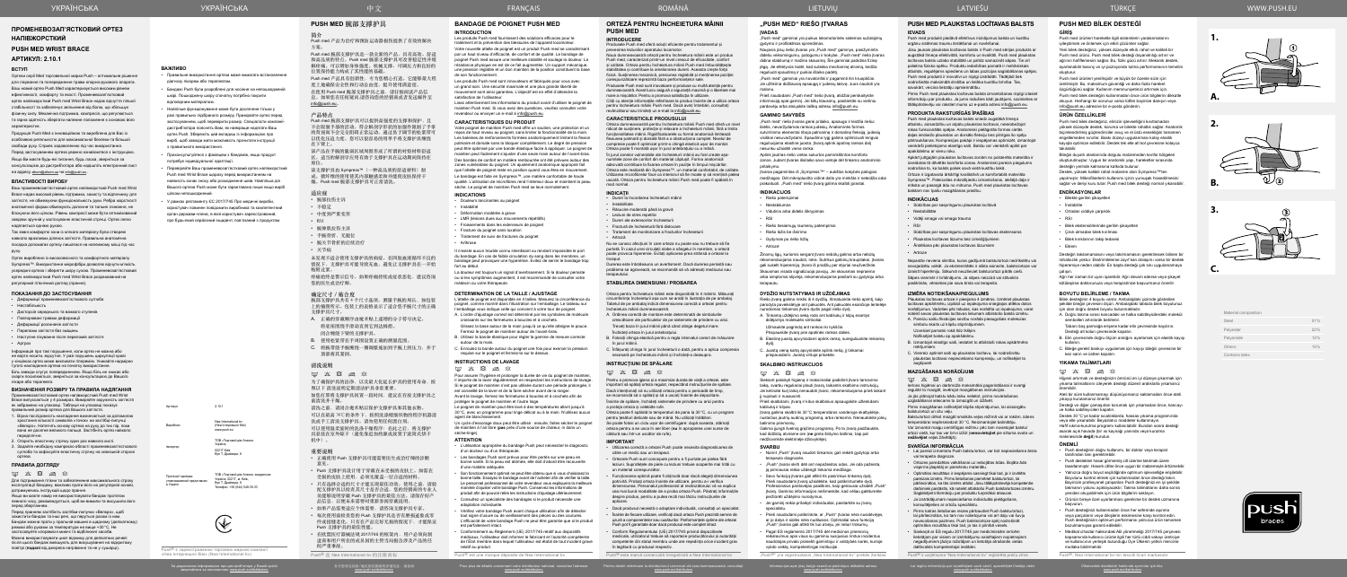УКРАЇНСЬКА | УКРАЇНСЬКА | 中文 | FRANÇAIS | ROMÂNĂ | LIETUVIŲ | LATVISKI | TÜRKÇE

# ПРОМЕНЕВОЗАП'ЯСТКОВИЙ ОРТЕЗ НАПІВЖОРСТКИЙ

## PUSH MED WRIST BRACE

**АРТИКУЛ: 2.10.1**

### ВСТУП

### ВЛАСТИВОСТІ ВИРОБУ

### ПОКАЗАННЯ ДО ЗАСТОСУВАННЯ

### ВИЗНАЧЕННЯ РОЗМІРУ ТА ПРАВИЛЬНА ПІДГОНКА

### ПРАВИЛА ДОГЛЯДУ

### ВАЖЛИВО

# PUSH MED 腕部支撑护具

### 简介

### 产品特点

### 适应症

### 确定尺寸 / 贴合度

### 清洗说明

### 重要说明

# BANDAGE DE POIGNET PUSH MED

### INTRODUCTION

### CARACTÉRISTIQUES DU PRODUIT

### INDICATIONS

### DÉTERMINATION DE LA TAILLE / AJUSTAGE

### INSTRUCTIONS DE LAVAGE

### ATTENTION

# ORTEZĂ PENTRU ÎNCHEIETURA MÂINII PUSH MED

### INTRODUCERE

### CARACTERISTICILE PRODUSULUI

### INDICAȚII

### STABILIREA DIMENSIUNII / POTRIVIREA

### INSTRUCȚIUNI DE SPĂLARE

### IMPORTANT

# „PUSH MED" RIEŠO ĮTVARAS

### ĮVADAS

### GAMINIO SAVYBĖS

### INDIKACIJOS

### DYDŽIO NUSTATYMAS IR UŽDĖJIMAS

### SKALBIMO INSTRUKCIJOS

### SVARBU

# PUSH MED PLAUKSTAS LOCĪTAVAS BALSTS

### IEVADS

### PRODUKTA RAKSTURĪGĀS ĪPAŠĪBAS

### INDIKĀCIJAS

### IZMĒRA NOTEIKŠANA/PIEGULŠANA

### MAZGĀŠANAS NORĀDĪJUMI

### SVARĪGA INFORMĀCIJA

# PUSH MED BILEK DESTEĞİ

### GİRİŞ

### ÜRÜN ÖZELLİKLERİ

### ENDİKASYONLAR

### BOYUTU BELİRLEME / TAKMA

### YIKAMA TALİMATLARI

### ÖNEMLİ

| Material composition | |
|---|---|
| Steel | 51% |
| Polyester | 20% |
| Polyamide | 12% |
| Others | 16% |
| Contains latex | |